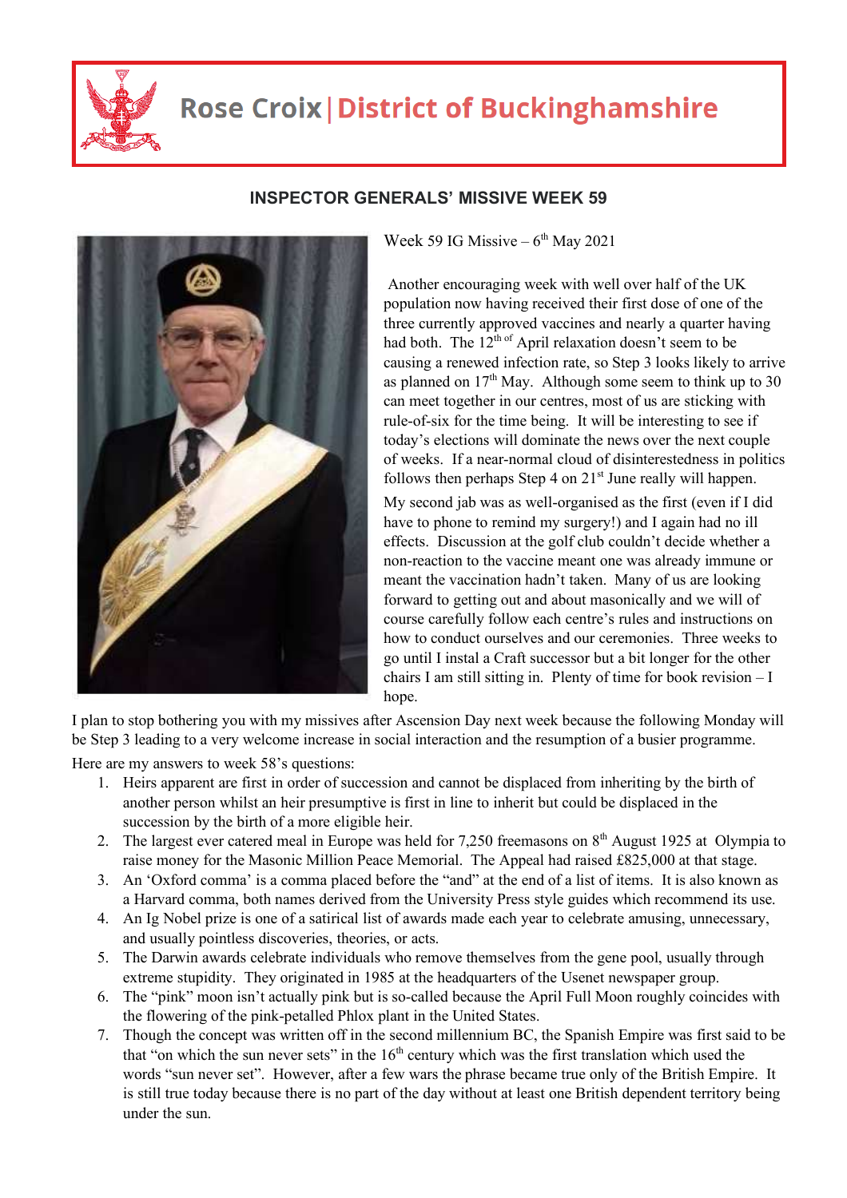# Rose Croix | District of Buckinghamshire

## INSPECTOR GENERALS' MISSIVE WEEK 59

Week 59 IG Missive – 6th May 2021

Another encouraging week with well over half of the UK population now having received their first dose of one of the three currently approved vaccines and nearly a quarter having had both. The 12th of April relaxation doesn't seem to be causing a renewed infection rate, so Step 3 looks likely to arrive as planned on 17th May. Although some seem to think up to 30 can meet together in our centres, most of us are sticking with rule-of-six for the time being. It will be interesting to see if today's elections will dominate the news over the next couple of weeks. If a near-normal cloud of disinterestedness in politics follows then perhaps Step 4 on 21st June really will happen.

My second jab was as well-organised as the first (even if I did have to phone to remind my surgery!) and I again had no ill effects. Discussion at the golf club couldn't decide whether a non-reaction to the vaccine meant one was already immune or meant the vaccination hadn't taken. Many of us are looking forward to getting out and about masonically and we will of course carefully follow each centre's rules and instructions on how to conduct ourselves and our ceremonies. Three weeks to go until I instal a Craft successor but a bit longer for the other chairs I am still sitting in. Plenty of time for book revision – I hope.

I plan to stop bothering you with my missives after Ascension Day next week because the following Monday will be Step 3 leading to a very welcome increase in social interaction and the resumption of a busier programme.

Here are my answers to week 58's questions:

1. Heirs apparent are first in order of succession and cannot be displaced from inheriting by the birth of another person whilst an heir presumptive is first in line to inherit but could be displaced in the succession by the birth of a more eligible heir.
2. The largest ever catered meal in Europe was held for 7,250 freemasons on 8th August 1925 at Olympia to raise money for the Masonic Million Peace Memorial. The Appeal had raised £825,000 at that stage.
3. An 'Oxford comma' is a comma placed before the "and" at the end of a list of items. It is also known as a Harvard comma, both names derived from the University Press style guides which recommend its use.
4. An Ig Nobel prize is one of a satirical list of awards made each year to celebrate amusing, unnecessary, and usually pointless discoveries, theories, or acts.
5. The Darwin awards celebrate individuals who remove themselves from the gene pool, usually through extreme stupidity. They originated in 1985 at the headquarters of the Usenet newspaper group.
6. The "pink" moon isn't actually pink but is so-called because the April Full Moon roughly coincides with the flowering of the pink-petalled Phlox plant in the United States.
7. Though the concept was written off in the second millennium BC, the Spanish Empire was first said to be that "on which the sun never sets" in the 16th century which was the first translation which used the words "sun never set". However, after a few wars the phrase became true only of the British Empire. It is still true today because there is no part of the day without at least one British dependent territory being under the sun.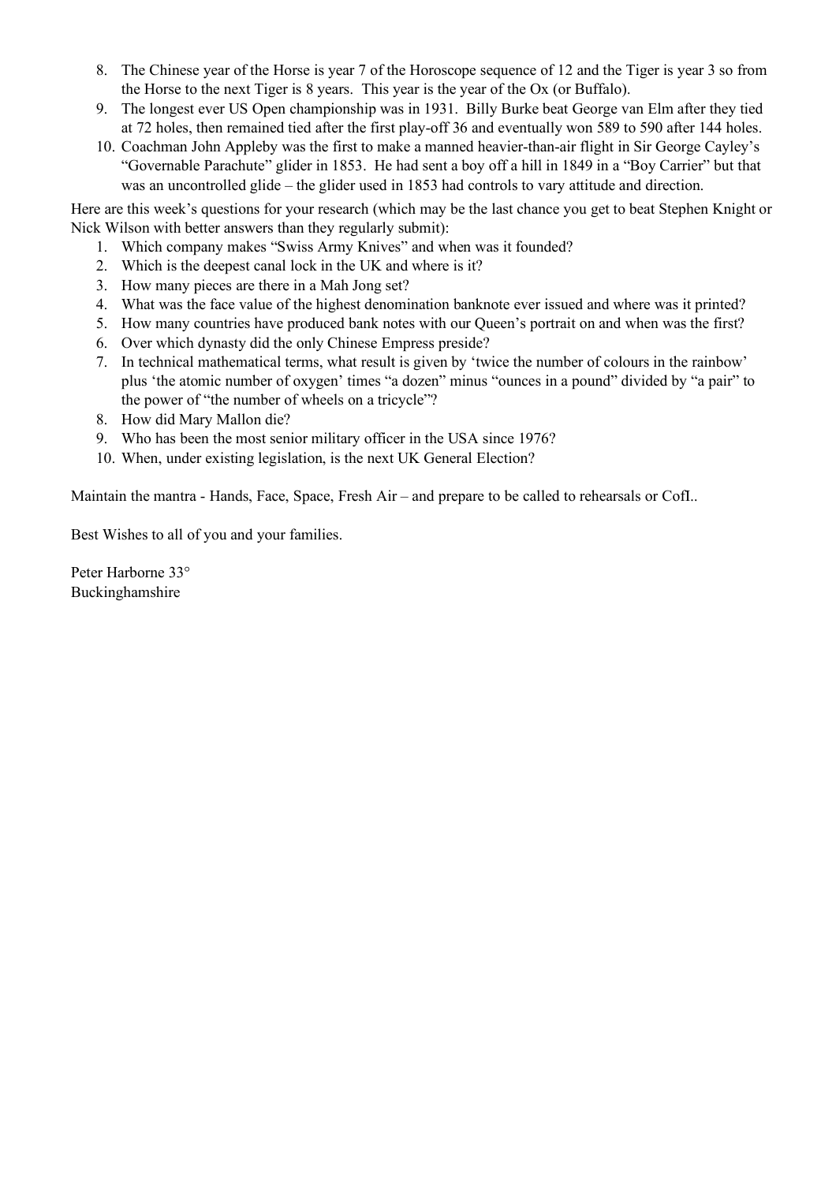8. The Chinese year of the Horse is year 7 of the Horoscope sequence of 12 and the Tiger is year 3 so from the Horse to the next Tiger is 8 years. This year is the year of the Ox (or Buffalo).
9. The longest ever US Open championship was in 1931. Billy Burke beat George van Elm after they tied at 72 holes, then remained tied after the first play-off 36 and eventually won 589 to 590 after 144 holes.
10. Coachman John Appleby was the first to make a manned heavier-than-air flight in Sir George Cayley's "Governable Parachute" glider in 1853. He had sent a boy off a hill in 1849 in a "Boy Carrier" but that was an uncontrolled glide – the glider used in 1853 had controls to vary attitude and direction.

Here are this week's questions for your research (which may be the last chance you get to beat Stephen Knight or Nick Wilson with better answers than they regularly submit):

1. Which company makes "Swiss Army Knives" and when was it founded?
2. Which is the deepest canal lock in the UK and where is it?
3. How many pieces are there in a Mah Jong set?
4. What was the face value of the highest denomination banknote ever issued and where was it printed?
5. How many countries have produced bank notes with our Queen's portrait on and when was the first?
6. Over which dynasty did the only Chinese Empress preside?
7. In technical mathematical terms, what result is given by 'twice the number of colours in the rainbow' plus 'the atomic number of oxygen' times "a dozen" minus "ounces in a pound" divided by "a pair" to the power of "the number of wheels on a tricycle"?
8. How did Mary Mallon die?
9. Who has been the most senior military officer in the USA since 1976?
10. When, under existing legislation, is the next UK General Election?

Maintain the mantra - Hands, Face, Space, Fresh Air – and prepare to be called to rehearsals or CofI..

Best Wishes to all of you and your families.

Peter Harborne 33°
Buckinghamshire